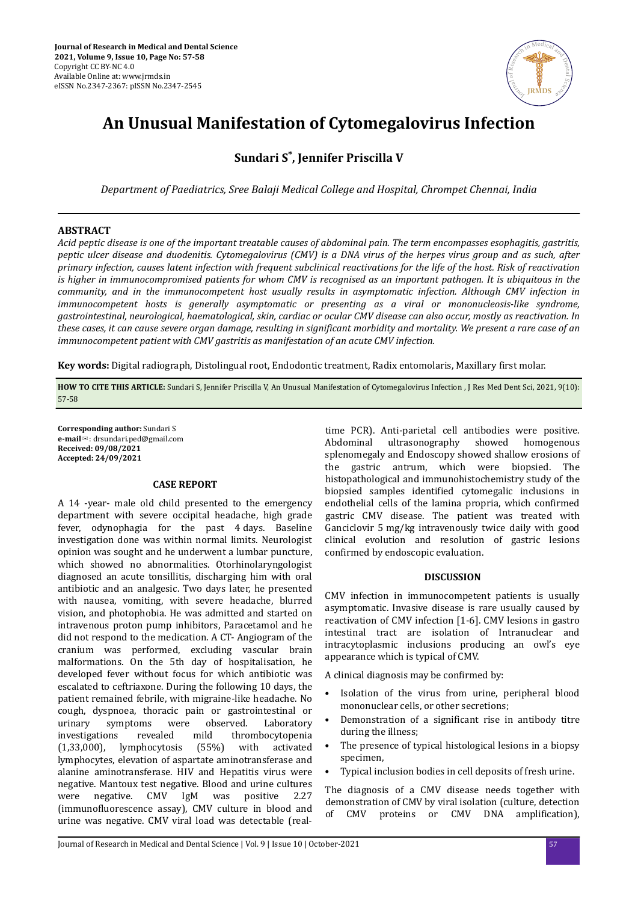# An Unusual Manifestation of Cytomegalovirus Infection

**Sundari S*, Jennifer Priscilla V**

*Department of Paediatrics, Sree Balaji Medical College and Hospital, Chrompet Chennai, India*

## ABSTRACT

*Acid peptic disease is one of the important treatable causes of abdominal pain. The term encompasses esophagitis, gastritis, peptic ulcer disease and duodenitis. Cytomegalovirus (CMV) is a DNA virus of the herpes virus group and as such, after primary infection, causes latent infection with frequent subclinical reactivations for the life of the host. Risk of reactivation is higher in immunocompromised patients for whom CMV is recognised as an important pathogen. It is ubiquitous in the community, and in the immunocompetent host usually results in asymptomatic infection. Although CMV infection in immunocompetent hosts is generally asymptomatic or presenting as a viral or mononucleosis-like syndrome, gastrointestinal, neurological, haematological, skin, cardiac or ocular CMV disease can also occur, mostly as reactivation. In these cases, it can cause severe organ damage, resulting in significant morbidity and mortality. We present a rare case of an immunocompetent patient with CMV gastritis as manifestation of an acute CMV infection.*

**Key words:** Digital radiograph, Distolingual root, Endodontic treatment, Radix entomolaris, Maxillary first molar.

**HOW TO CITE THIS ARTICLE:** Sundari S, Jennifer Priscilla V, An Unusual Manifestation of Cytomegalovirus Infection , J Res Med Dent Sci, 2021, 9(10): 57-58

**Corresponding author:** Sundari S
**e-mail**: drsundari.ped@gmail.com
**Received: 09/08/2021**
**Accepted: 24/09/2021**

## CASE REPORT

A 14 -year- male old child presented to the emergency department with severe occipital headache, high grade fever, odynophagia for the past 4 days. Baseline investigation done was within normal limits. Neurologist opinion was sought and he underwent a lumbar puncture, which showed no abnormalities. Otorhinolaryngologist diagnosed an acute tonsillitis, discharging him with oral antibiotic and an analgesic. Two days later, he presented with nausea, vomiting, with severe headache, blurred vision, and photophobia. He was admitted and started on intravenous proton pump inhibitors, Paracetamol and he did not respond to the medication. A CT- Angiogram of the cranium was performed, excluding vascular brain malformations. On the 5th day of hospitalisation, he developed fever without focus for which antibiotic was escalated to ceftriaxone. During the following 10 days, the patient remained febrile, with migraine-like headache. No cough, dyspnoea, thoracic pain or gastrointestinal or urinary symptoms were observed. Laboratory investigations revealed mild thrombocytopenia (1,33,000), lymphocytosis (55%) with activated lymphocytes, elevation of aspartate aminotransferase and alanine aminotransferase. HIV and Hepatitis virus were negative. Mantoux test negative. Blood and urine cultures were negative. CMV IgM was positive 2.27 (immunofluorescence assay), CMV culture in blood and urine was negative. CMV viral load was detectable (real-time PCR). Anti-parietal cell antibodies were positive. Abdominal ultrasonography showed homogenous splenomegaly and Endoscopy showed shallow erosions of the gastric antrum, which were biopsied. The histopathological and immunohistochemistry study of the biopsied samples identified cytomegalic inclusions in endothelial cells of the lamina propria, which confirmed gastric CMV disease. The patient was treated with Ganciclovir 5 mg/kg intravenously twice daily with good clinical evolution and resolution of gastric lesions confirmed by endoscopic evaluation.

## DISCUSSION

CMV infection in immunocompetent patients is usually asymptomatic. Invasive disease is rare usually caused by reactivation of CMV infection [1-6]. CMV lesions in gastro intestinal tract are isolation of Intranuclear and intracytoplasmic inclusions producing an owl's eye appearance which is typical of CMV.

A clinical diagnosis may be confirmed by:

- Isolation of the virus from urine, peripheral blood mononuclear cells, or other secretions;
- Demonstration of a significant rise in antibody titre during the illness;
- The presence of typical histological lesions in a biopsy specimen,
- Typical inclusion bodies in cell deposits of fresh urine.

The diagnosis of a CMV disease needs together with demonstration of CMV by viral isolation (culture, detection of CMV proteins or CMV DNA amplification),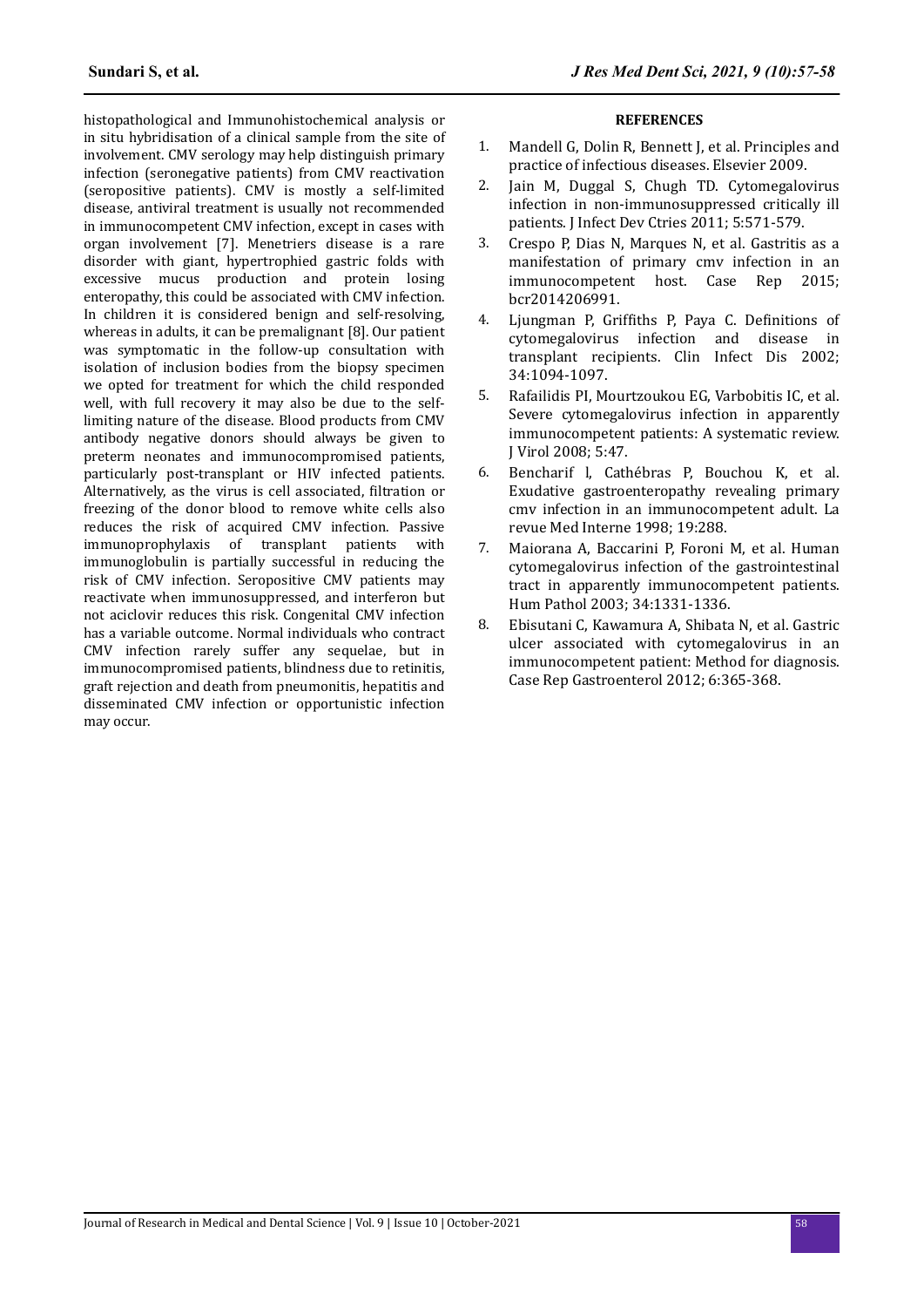histopathological and Immunohistochemical analysis or in situ hybridisation of a clinical sample from the site of involvement. CMV serology may help distinguish primary infection (seronegative patients) from CMV reactivation (seropositive patients). CMV is mostly a self-limited disease, antiviral treatment is usually not recommended in immunocompetent CMV infection, except in cases with organ involvement [7]. Menetriers disease is a rare disorder with giant, hypertrophied gastric folds with excessive mucus production and protein losing enteropathy, this could be associated with CMV infection. In children it is considered benign and self-resolving, whereas in adults, it can be premalignant [8]. Our patient was symptomatic in the follow-up consultation with isolation of inclusion bodies from the biopsy specimen we opted for treatment for which the child responded well, with full recovery it may also be due to the self-limiting nature of the disease. Blood products from CMV antibody negative donors should always be given to preterm neonates and immunocompromised patients, particularly post-transplant or HIV infected patients. Alternatively, as the virus is cell associated, filtration or freezing of the donor blood to remove white cells also reduces the risk of acquired CMV infection. Passive immunoprophylaxis of transplant patients with immunoglobulin is partially successful in reducing the risk of CMV infection. Seropositive CMV patients may reactivate when immunosuppressed, and interferon but not aciclovir reduces this risk. Congenital CMV infection has a variable outcome. Normal individuals who contract CMV infection rarely suffer any sequelae, but in immunocompromised patients, blindness due to retinitis, graft rejection and death from pneumonitis, hepatitis and disseminated CMV infection or opportunistic infection may occur.

## REFERENCES

1. Mandell G, Dolin R, Bennett J, et al. Principles and practice of infectious diseases. Elsevier 2009.
2. Jain M, Duggal S, Chugh TD. Cytomegalovirus infection in non-immunosuppressed critically ill patients. J Infect Dev Ctries 2011; 5:571-579.
3. Crespo P, Dias N, Marques N, et al. Gastritis as a manifestation of primary cmv infection in an immunocompetent host. Case Rep 2015; bcr2014206991.
4. Ljungman P, Griffiths P, Paya C. Definitions of cytomegalovirus infection and disease in transplant recipients. Clin Infect Dis 2002; 34:1094-1097.
5. Rafailidis PI, Mourtzoukou EG, Varbobitis IC, et al. Severe cytomegalovirus infection in apparently immunocompetent patients: A systematic review. J Virol 2008; 5:47.
6. Bencharif l, Cathébras P, Bouchou K, et al. Exudative gastroenteropathy revealing primary cmv infection in an immunocompetent adult. La revue Med Interne 1998; 19:288.
7. Maiorana A, Baccarini P, Foroni M, et al. Human cytomegalovirus infection of the gastrointestinal tract in apparently immunocompetent patients. Hum Pathol 2003; 34:1331-1336.
8. Ebisutani C, Kawamura A, Shibata N, et al. Gastric ulcer associated with cytomegalovirus in an immunocompetent patient: Method for diagnosis. Case Rep Gastroenterol 2012; 6:365-368.